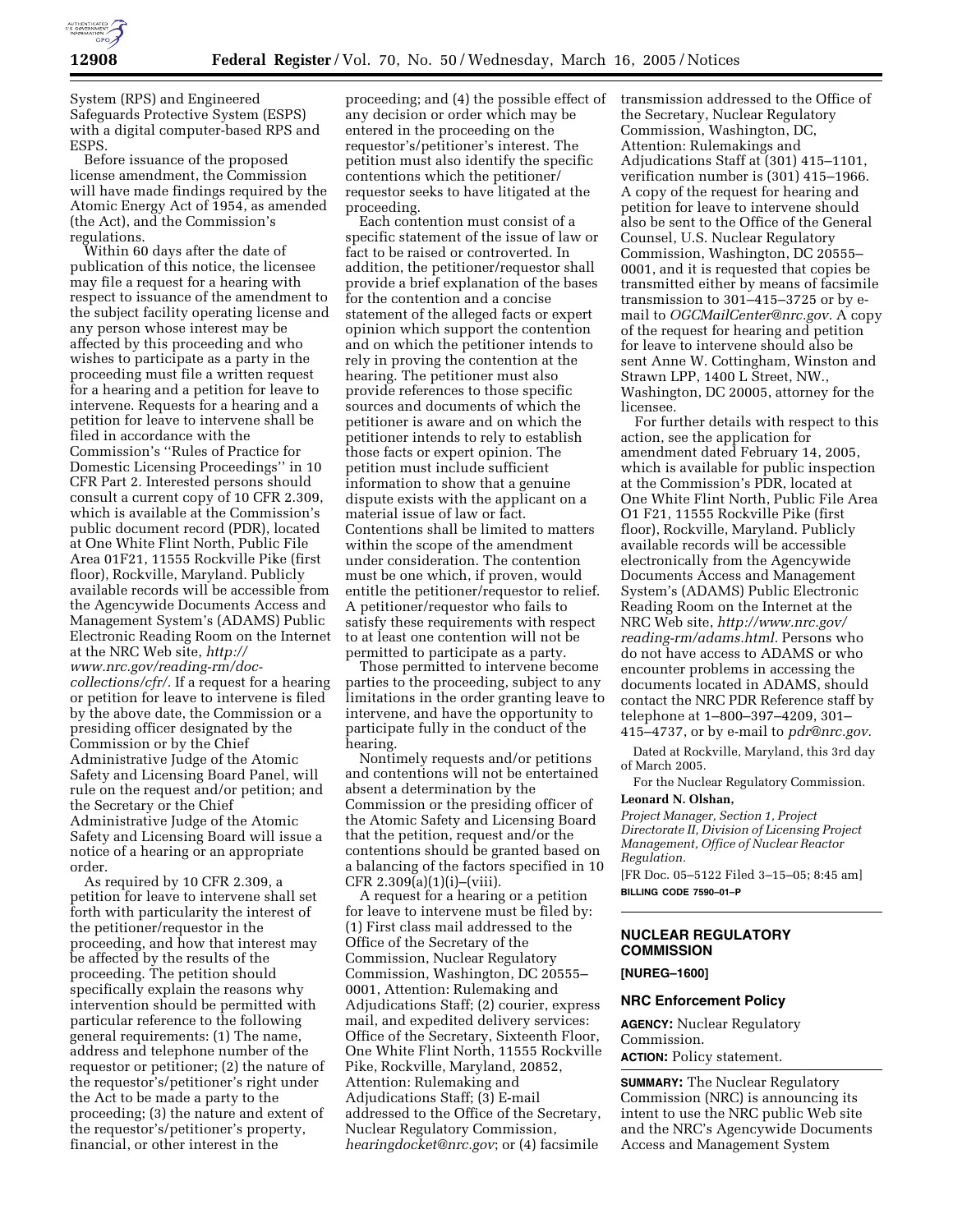System (RPS) and Engineered Safeguards Protective System (ESPS) with a digital computer-based RPS and ESPS.

Before issuance of the proposed license amendment, the Commission will have made findings required by the Atomic Energy Act of 1954, as amended (the Act), and the Commission's regulations.

Within 60 days after the date of publication of this notice, the licensee may file a request for a hearing with respect to issuance of the amendment to the subject facility operating license and any person whose interest may be affected by this proceeding and who wishes to participate as a party in the proceeding must file a written request for a hearing and a petition for leave to intervene. Requests for a hearing and a petition for leave to intervene shall be filed in accordance with the Commission's "Rules of Practice for Domestic Licensing Proceedings" in 10 CFR Part 2. Interested persons should consult a current copy of 10 CFR 2.309, which is available at the Commission's public document record (PDR), located at One White Flint North, Public File Area 01F21, 11555 Rockville Pike (first floor), Rockville, Maryland. Publicly available records will be accessible from the Agencywide Documents Access and Management System's (ADAMS) Public Electronic Reading Room on the Internet at the NRC Web site, *http://www.nrc.gov/reading-rm/doc-collections/cfr/*. If a request for a hearing or petition for leave to intervene is filed by the above date, the Commission or a presiding officer designated by the Commission or by the Chief Administrative Judge of the Atomic Safety and Licensing Board Panel, will rule on the request and/or petition; and the Secretary or the Chief Administrative Judge of the Atomic Safety and Licensing Board will issue a notice of a hearing or an appropriate order.

As required by 10 CFR 2.309, a petition for leave to intervene shall set forth with particularity the interest of the petitioner/requestor in the proceeding, and how that interest may be affected by the results of the proceeding. The petition should specifically explain the reasons why intervention should be permitted with particular reference to the following general requirements: (1) The name, address and telephone number of the requestor or petitioner; (2) the nature of the requestor's/petitioner's right under the Act to be made a party to the proceeding; (3) the nature and extent of the requestor's/petitioner's property, financial, or other interest in the proceeding; and (4) the possible effect of any decision or order which may be entered in the proceeding on the requestor's/petitioner's interest. The petition must also identify the specific contentions which the petitioner/requestor seeks to have litigated at the proceeding.

Each contention must consist of a specific statement of the issue of law or fact to be raised or controverted. In addition, the petitioner/requestor shall provide a brief explanation of the bases for the contention and a concise statement of the alleged facts or expert opinion which support the contention and on which the petitioner intends to rely in proving the contention at the hearing. The petitioner must also provide references to those specific sources and documents of which the petitioner is aware and on which the petitioner intends to rely to establish those facts or expert opinion. The petition must include sufficient information to show that a genuine dispute exists with the applicant on a material issue of law or fact. Contentions shall be limited to matters within the scope of the amendment under consideration. The contention must be one which, if proven, would entitle the petitioner/requestor to relief. A petitioner/requestor who fails to satisfy these requirements with respect to at least one contention will not be permitted to participate as a party.

Those permitted to intervene become parties to the proceeding, subject to any limitations in the order granting leave to intervene, and have the opportunity to participate fully in the conduct of the hearing.

Nontimely requests and/or petitions and contentions will not be entertained absent a determination by the Commission or the presiding officer of the Atomic Safety and Licensing Board that the petition, request and/or the contentions should be granted based on a balancing of the factors specified in 10 CFR 2.309(a)(1)(i)–(viii).

A request for a hearing or a petition for leave to intervene must be filed by: (1) First class mail addressed to the Office of the Secretary of the Commission, Nuclear Regulatory Commission, Washington, DC 20555–0001, Attention: Rulemaking and Adjudications Staff; (2) courier, express mail, and expedited delivery services: Office of the Secretary, Sixteenth Floor, One White Flint North, 11555 Rockville Pike, Rockville, Maryland, 20852, Attention: Rulemaking and Adjudications Staff; (3) E-mail addressed to the Office of the Secretary, Nuclear Regulatory Commission, *hearingdocket@nrc.gov*; or (4) facsimile transmission addressed to the Office of the Secretary, Nuclear Regulatory Commission, Washington, DC, Attention: Rulemakings and Adjudications Staff at (301) 415–1101, verification number is (301) 415–1966. A copy of the request for hearing and petition for leave to intervene should also be sent to the Office of the General Counsel, U.S. Nuclear Regulatory Commission, Washington, DC 20555–0001, and it is requested that copies be transmitted either by means of facsimile transmission to 301–415–3725 or by e-mail to *OGCMailCenter@nrc.gov*. A copy of the request for hearing and petition for leave to intervene should also be sent Anne W. Cottingham, Winston and Strawn LPP, 1400 L Street, NW., Washington, DC 20005, attorney for the licensee.

For further details with respect to this action, see the application for amendment dated February 14, 2005, which is available for public inspection at the Commission's PDR, located at One White Flint North, Public File Area O1 F21, 11555 Rockville Pike (first floor), Rockville, Maryland. Publicly available records will be accessible electronically from the Agencywide Documents Access and Management System's (ADAMS) Public Electronic Reading Room on the Internet at the NRC Web site, *http://www.nrc.gov/reading-rm/adams.html*. Persons who do not have access to ADAMS or who encounter problems in accessing the documents located in ADAMS, should contact the NRC PDR Reference staff by telephone at 1–800–397–4209, 301–415–4737, or by e-mail to *pdr@nrc.gov*.

Dated at Rockville, Maryland, this 3rd day of March 2005.

For the Nuclear Regulatory Commission.

**Leonard N. Olshan,**

*Project Manager, Section 1, Project Directorate II, Division of Licensing Project Management, Office of Nuclear Reactor Regulation.*

[FR Doc. 05–5122 Filed 3–15–05; 8:45 am]

**BILLING CODE 7590–01–P**

---

## NUCLEAR REGULATORY COMMISSION

**[NUREG–1600]**

### NRC Enforcement Policy

**AGENCY:** Nuclear Regulatory Commission.

**ACTION:** Policy statement.

**SUMMARY:** The Nuclear Regulatory Commission (NRC) is announcing its intent to use the NRC public Web site and the NRC's Agencywide Documents Access and Management System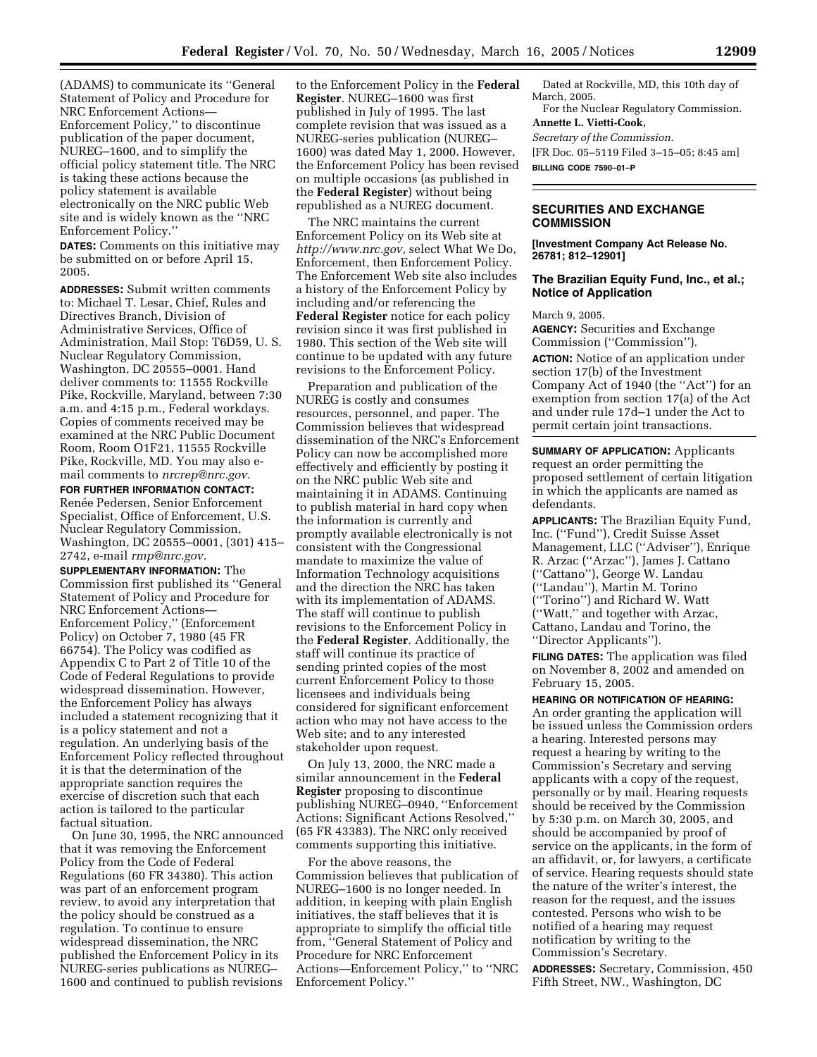(ADAMS) to communicate its ''General Statement of Policy and Procedure for NRC Enforcement Actions—Enforcement Policy,'' to discontinue publication of the paper document, NUREG–1600, and to simplify the official policy statement title. The NRC is taking these actions because the policy statement is available electronically on the NRC public Web site and is widely known as the ''NRC Enforcement Policy.''

**DATES:** Comments on this initiative may be submitted on or before April 15, 2005.

**ADDRESSES:** Submit written comments to: Michael T. Lesar, Chief, Rules and Directives Branch, Division of Administrative Services, Office of Administration, Mail Stop: T6D59, U. S. Nuclear Regulatory Commission, Washington, DC 20555–0001. Hand deliver comments to: 11555 Rockville Pike, Rockville, Maryland, between 7:30 a.m. and 4:15 p.m., Federal workdays. Copies of comments received may be examined at the NRC Public Document Room, Room O1F21, 11555 Rockville Pike, Rockville, MD. You may also e-mail comments to *nrcrep@nrc.gov.*

**FOR FURTHER INFORMATION CONTACT:** Renée Pedersen, Senior Enforcement Specialist, Office of Enforcement, U.S. Nuclear Regulatory Commission, Washington, DC 20555–0001, (301) 415–2742, e-mail *rmp@nrc.gov.*

**SUPPLEMENTARY INFORMATION:** The Commission first published its ''General Statement of Policy and Procedure for NRC Enforcement Actions—Enforcement Policy,'' (Enforcement Policy) on October 7, 1980 (45 FR 66754). The Policy was codified as Appendix C to Part 2 of Title 10 of the Code of Federal Regulations to provide widespread dissemination. However, the Enforcement Policy has always included a statement recognizing that it is a policy statement and not a regulation. An underlying basis of the Enforcement Policy reflected throughout it is that the determination of the appropriate sanction requires the exercise of discretion such that each action is tailored to the particular factual situation.

On June 30, 1995, the NRC announced that it was removing the Enforcement Policy from the Code of Federal Regulations (60 FR 34380). This action was part of an enforcement program review, to avoid any interpretation that the policy should be construed as a regulation. To continue to ensure widespread dissemination, the NRC published the Enforcement Policy in its NUREG-series publications as NUREG–1600 and continued to publish revisions to the Enforcement Policy in the **Federal Register**. NUREG–1600 was first published in July of 1995. The last complete revision that was issued as a NUREG-series publication (NUREG–1600) was dated May 1, 2000. However, the Enforcement Policy has been revised on multiple occasions (as published in the **Federal Register**) without being republished as a NUREG document.

The NRC maintains the current Enforcement Policy on its Web site at *http://www.nrc.gov,* select What We Do, Enforcement, then Enforcement Policy. The Enforcement Web site also includes a history of the Enforcement Policy by including and/or referencing the **Federal Register** notice for each policy revision since it was first published in 1980. This section of the Web site will continue to be updated with any future revisions to the Enforcement Policy.

Preparation and publication of the NUREG is costly and consumes resources, personnel, and paper. The Commission believes that widespread dissemination of the NRC's Enforcement Policy can now be accomplished more effectively and efficiently by posting it on the NRC public Web site and maintaining it in ADAMS. Continuing to publish material in hard copy when the information is currently and promptly available electronically is not consistent with the Congressional mandate to maximize the value of Information Technology acquisitions and the direction the NRC has taken with its implementation of ADAMS. The staff will continue to publish revisions to the Enforcement Policy in the **Federal Register**. Additionally, the staff will continue its practice of sending printed copies of the most current Enforcement Policy to those licensees and individuals being considered for significant enforcement action who may not have access to the Web site; and to any interested stakeholder upon request.

On July 13, 2000, the NRC made a similar announcement in the **Federal Register** proposing to discontinue publishing NUREG–0940, ''Enforcement Actions: Significant Actions Resolved,'' (65 FR 43383). The NRC only received comments supporting this initiative.

For the above reasons, the Commission believes that publication of NUREG–1600 is no longer needed. In addition, in keeping with plain English initiatives, the staff believes that it is appropriate to simplify the official title from, ''General Statement of Policy and Procedure for NRC Enforcement Actions—Enforcement Policy,'' to ''NRC Enforcement Policy.''

Dated at Rockville, MD, this 10th day of March, 2005.

For the Nuclear Regulatory Commission.

**Annette L. Vietti-Cook,**

*Secretary of the Commission.*

[FR Doc. 05–5119 Filed 3–15–05; 8:45 am]

**BILLING CODE 7590–01–P**

## SECURITIES AND EXCHANGE COMMISSION

**[Investment Company Act Release No. 26781; 812–12901]**

### The Brazilian Equity Fund, Inc., et al.; Notice of Application

March 9, 2005.

**AGENCY:** Securities and Exchange Commission (''Commission'').

**ACTION:** Notice of an application under section 17(b) of the Investment Company Act of 1940 (the ''Act'') for an exemption from section 17(a) of the Act and under rule 17d–1 under the Act to permit certain joint transactions.

**SUMMARY OF APPLICATION:** Applicants request an order permitting the proposed settlement of certain litigation in which the applicants are named as defendants.

**APPLICANTS:** The Brazilian Equity Fund, Inc. (''Fund''), Credit Suisse Asset Management, LLC (''Adviser''), Enrique R. Arzac (''Arzac''), James J. Cattano (''Cattano''), George W. Landau (''Landau''), Martin M. Torino (''Torino'') and Richard W. Watt (''Watt,'' and together with Arzac, Cattano, Landau and Torino, the ''Director Applicants'').

**FILING DATES:** The application was filed on November 8, 2002 and amended on February 15, 2005.

**HEARING OR NOTIFICATION OF HEARING:** An order granting the application will be issued unless the Commission orders a hearing. Interested persons may request a hearing by writing to the Commission's Secretary and serving applicants with a copy of the request, personally or by mail. Hearing requests should be received by the Commission by 5:30 p.m. on March 30, 2005, and should be accompanied by proof of service on the applicants, in the form of an affidavit, or, for lawyers, a certificate of service. Hearing requests should state the nature of the writer's interest, the reason for the request, and the issues contested. Persons who wish to be notified of a hearing may request notification by writing to the Commission's Secretary.

**ADDRESSES:** Secretary, Commission, 450 Fifth Street, NW., Washington, DC